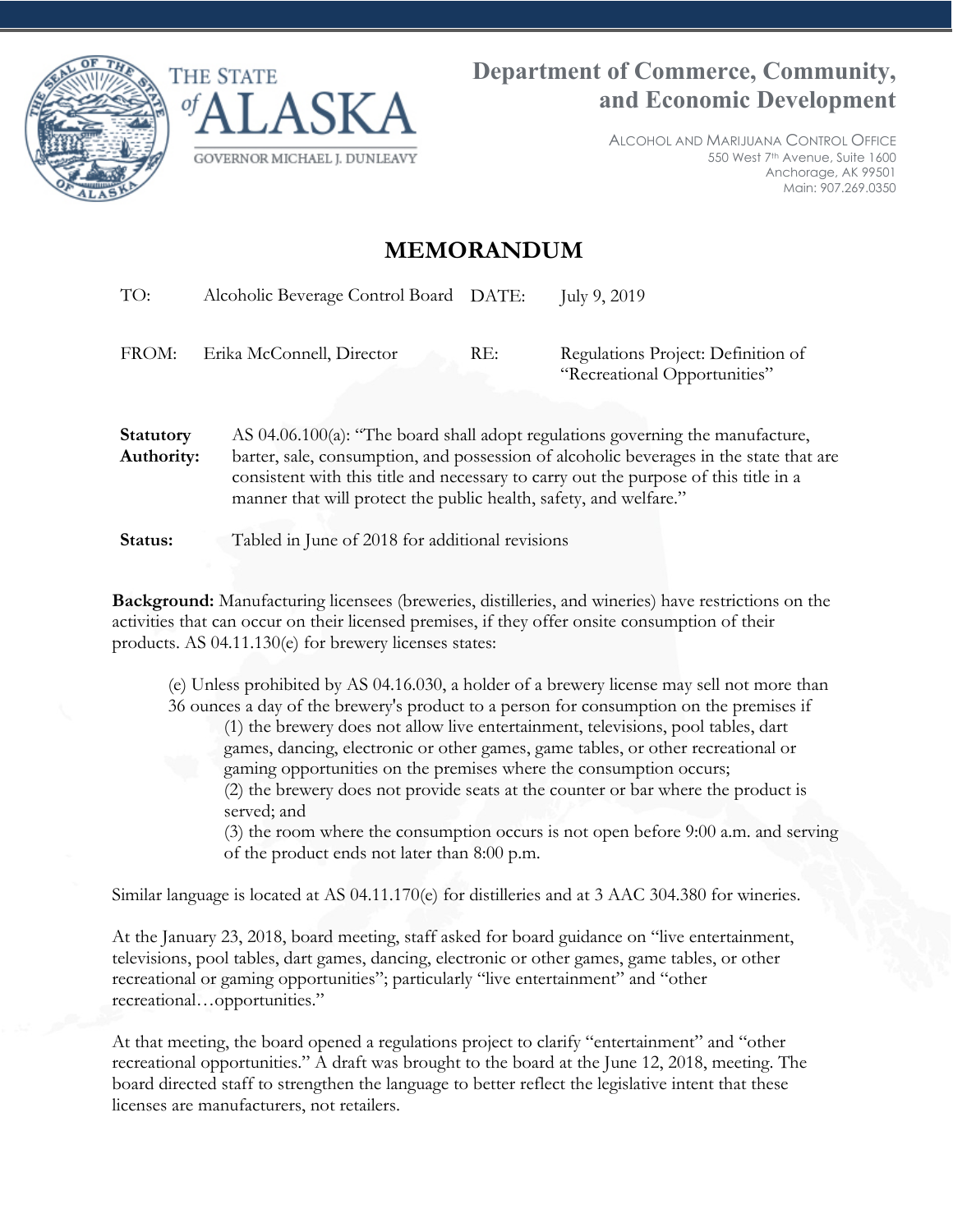THE STATE *of* ALASKA

GOVERNOR MICHAEL J. DUNLEAVY

**Department of Commerce, Community, and Economic Development**

ALCOHOL AND MARIJUANA CONTROL OFFICE
550 West 7th Avenue, Suite 1600
Anchorage, AK 99501
Main: 907.269.0350

# MEMORANDUM

| | | | |
|---|---|---|---|
| TO: | Alcoholic Beverage Control Board | DATE: | July 9, 2019 |
| FROM: | Erika McConnell, Director | RE: | Regulations Project: Definition of "Recreational Opportunities" |

**Statutory Authority:** AS 04.06.100(a): "The board shall adopt regulations governing the manufacture, barter, sale, consumption, and possession of alcoholic beverages in the state that are consistent with this title and necessary to carry out the purpose of this title in a manner that will protect the public health, safety, and welfare."

**Status:** Tabled in June of 2018 for additional revisions

**Background:** Manufacturing licensees (breweries, distilleries, and wineries) have restrictions on the activities that can occur on their licensed premises, if they offer onsite consumption of their products. AS 04.11.130(e) for brewery licenses states:

> (e) Unless prohibited by AS 04.16.030, a holder of a brewery license may sell not more than 36 ounces a day of the brewery's product to a person for consumption on the premises if
>
> (1) the brewery does not allow live entertainment, televisions, pool tables, dart games, dancing, electronic or other games, game tables, or other recreational or gaming opportunities on the premises where the consumption occurs;
>
> (2) the brewery does not provide seats at the counter or bar where the product is served; and
>
> (3) the room where the consumption occurs is not open before 9:00 a.m. and serving of the product ends not later than 8:00 p.m.

Similar language is located at AS 04.11.170(e) for distilleries and at 3 AAC 304.380 for wineries.

At the January 23, 2018, board meeting, staff asked for board guidance on "live entertainment, televisions, pool tables, dart games, dancing, electronic or other games, game tables, or other recreational or gaming opportunities"; particularly "live entertainment" and "other recreational…opportunities."

At that meeting, the board opened a regulations project to clarify "entertainment" and "other recreational opportunities." A draft was brought to the board at the June 12, 2018, meeting. The board directed staff to strengthen the language to better reflect the legislative intent that these licenses are manufacturers, not retailers.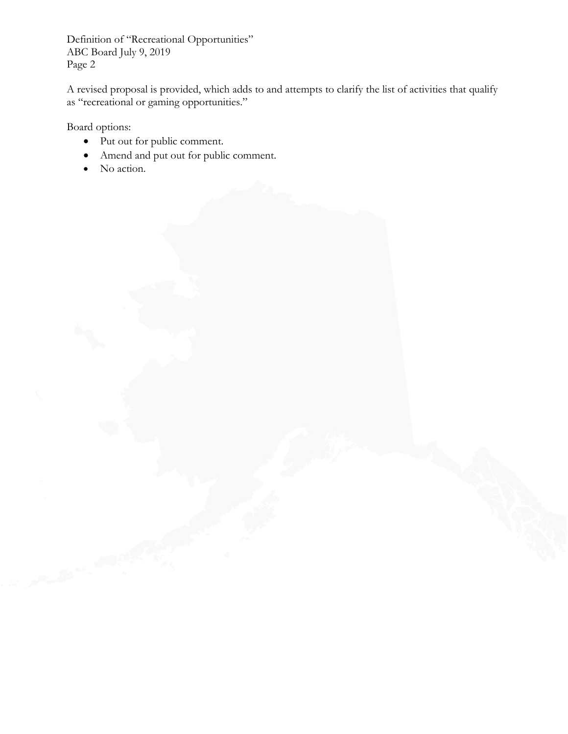A revised proposal is provided, which adds to and attempts to clarify the list of activities that qualify as "recreational or gaming opportunities."

Board options:

- Put out for public comment.
- Amend and put out for public comment.
- No action.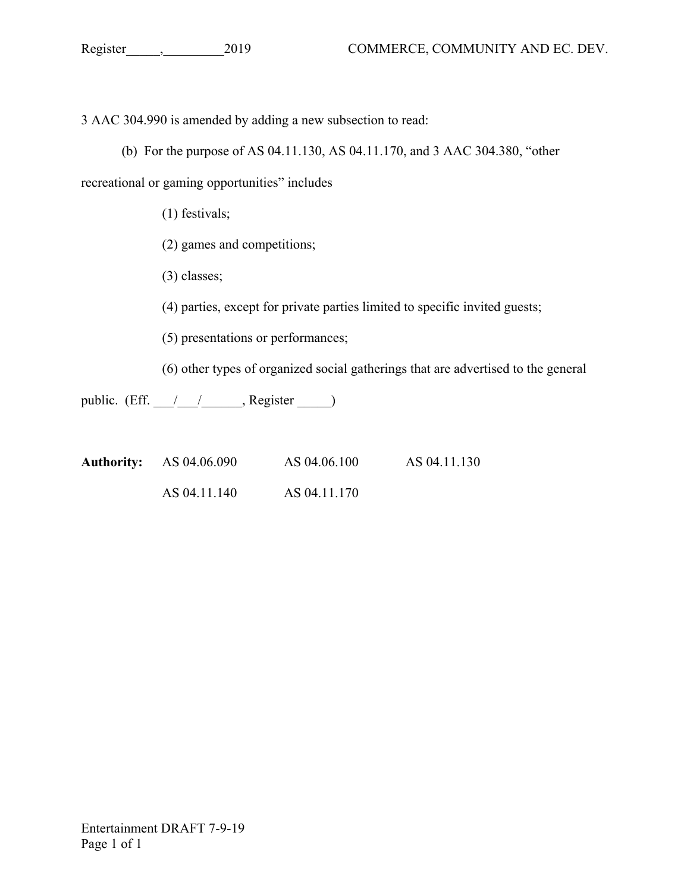3 AAC 304.990 is amended by adding a new subsection to read:

(b) For the purpose of AS 04.11.130, AS 04.11.170, and 3 AAC 304.380, "other recreational or gaming opportunities" includes

(1) festivals;

(2) games and competitions;

(3) classes;

(4) parties, except for private parties limited to specific invited guests;

(5) presentations or performances;

(6) other types of organized social gatherings that are advertised to the general public. (Eff. ___/___/______, Register _____)

**Authority:** AS 04.06.090 AS 04.06.100 AS 04.11.130

AS 04.11.140 AS 04.11.170

Entertainment DRAFT 7-9-19